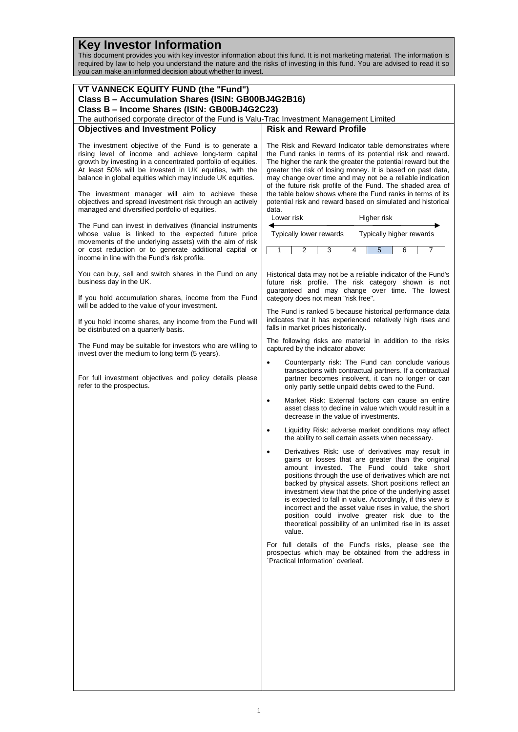# Key Investor Information

This document provides you with key investor information about this fund. It is not marketing material. The information is required by law to help you understand the nature and the risks of investing in this fund. You are advised to read it so you can make an informed decision about whether to invest.

## VT VANNECK EQUITY FUND (the "Fund")

**Class B – Accumulation Shares (ISIN: GB00BJ4G2B16)**

**Class B – Income Shares (ISIN: GB00BJ4G2C23)**

The authorised corporate director of the Fund is Valu-Trac Investment Management Limited

### Objectives and Investment Policy

The investment objective of the Fund is to generate a rising level of income and achieve long-term capital growth by investing in a concentrated portfolio of equities. At least 50% will be invested in UK equities, with the balance in global equities which may include UK equities.

The investment manager will aim to achieve these objectives and spread investment risk through an actively managed and diversified portfolio of equities.

The Fund can invest in derivatives (financial instruments whose value is linked to the expected future price movements of the underlying assets) with the aim of risk or cost reduction or to generate additional capital or income in line with the Fund's risk profile.

You can buy, sell and switch shares in the Fund on any business day in the UK.

If you hold accumulation shares, income from the Fund will be added to the value of your investment.

If you hold income shares, any income from the Fund will be distributed on a quarterly basis.

The Fund may be suitable for investors who are willing to invest over the medium to long term (5 years).

For full investment objectives and policy details please refer to the prospectus.

### Risk and Reward Profile

The Risk and Reward Indicator table demonstrates where the Fund ranks in terms of its potential risk and reward. The higher the rank the greater the potential reward but the greater the risk of losing money. It is based on past data, may change over time and may not be a reliable indication of the future risk profile of the Fund. The shaded area of the table below shows where the Fund ranks in terms of its potential risk and reward based on simulated and historical data.

Lower risk ← → Higher risk

Typically lower rewards — Typically higher rewards

| 1 | 2 | 3 | 4 | **5** | 6 | 7 |
|---|---|---|---|---|---|---|

Historical data may not be a reliable indicator of the Fund's future risk profile. The risk category shown is not guaranteed and may change over time. The lowest category does not mean "risk free".

The Fund is ranked 5 because historical performance data indicates that it has experienced relatively high rises and falls in market prices historically.

The following risks are material in addition to the risks captured by the indicator above:

- Counterparty risk: The Fund can conclude various transactions with contractual partners. If a contractual partner becomes insolvent, it can no longer or can only partly settle unpaid debts owed to the Fund.
- Market Risk: External factors can cause an entire asset class to decline in value which would result in a decrease in the value of investments.
- Liquidity Risk: adverse market conditions may affect the ability to sell certain assets when necessary.
- Derivatives Risk: use of derivatives may result in gains or losses that are greater than the original amount invested. The Fund could take short positions through the use of derivatives which are not backed by physical assets. Short positions reflect an investment view that the price of the underlying asset is expected to fall in value. Accordingly, if this view is incorrect and the asset value rises in value, the short position could involve greater risk due to the theoretical possibility of an unlimited rise in its asset value.

For full details of the Fund's risks, please see the prospectus which may be obtained from the address in `Practical Information` overleaf.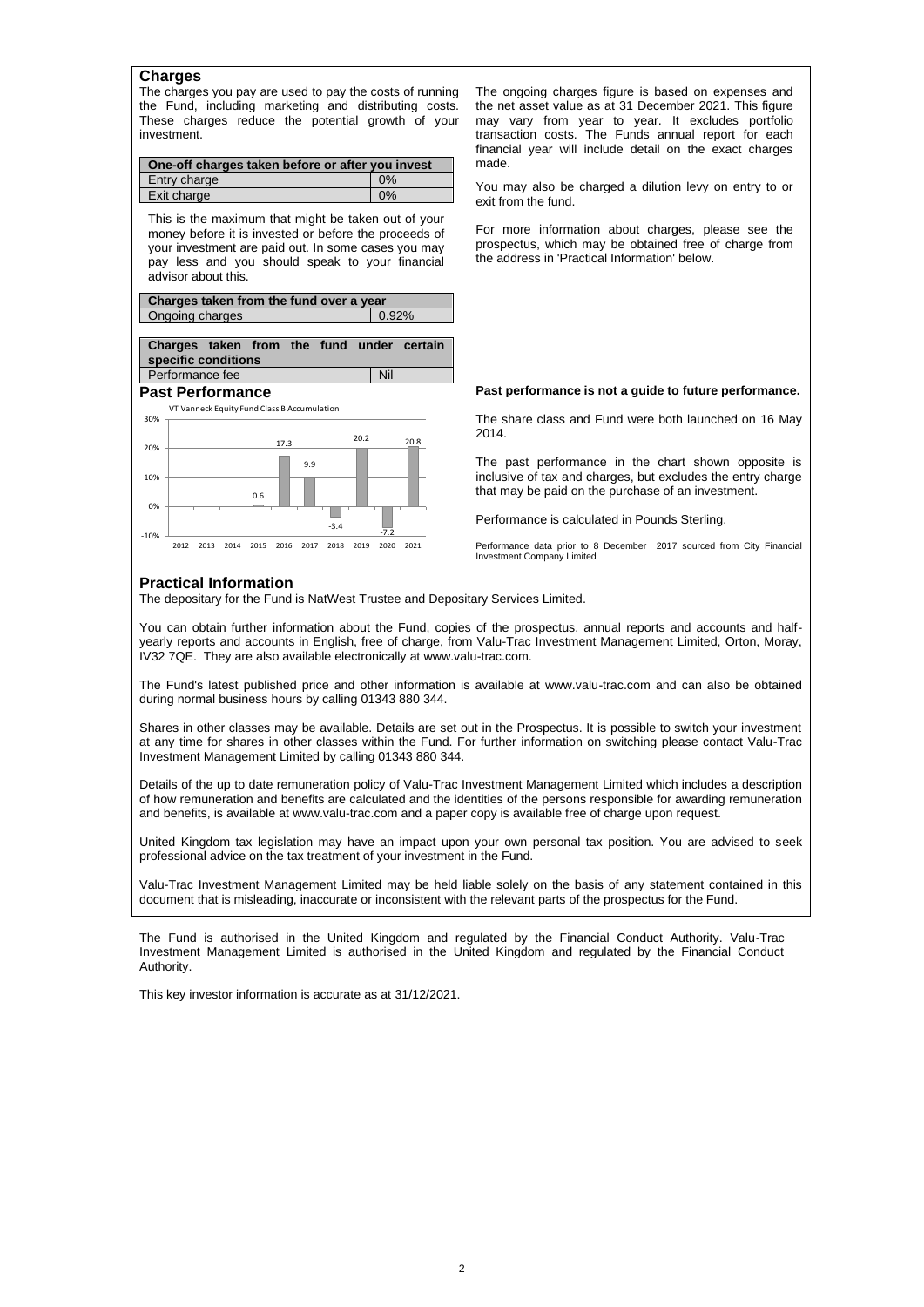## Charges

The charges you pay are used to pay the costs of running the Fund, including marketing and distributing costs. These charges reduce the potential growth of your investment.

| One-off charges taken before or after you invest | |
|---|---|
| Entry charge | 0% |
| Exit charge | 0% |

This is the maximum that might be taken out of your money before it is invested or before the proceeds of your investment are paid out. In some cases you may pay less and you should speak to your financial advisor about this.

| Charges taken from the fund over a year | |
|---|---|
| Ongoing charges | 0.92% |

| Charges taken from the fund under certain specific conditions | |
|---|---|
| Performance fee | Nil |

The ongoing charges figure is based on expenses and the net asset value as at 31 December 2021. This figure may vary from year to year. It excludes portfolio transaction costs. The Funds annual report for each financial year will include detail on the exact charges made.

You may also be charged a dilution levy on entry to or exit from the fund.

For more information about charges, please see the prospectus, which may be obtained free of charge from the address in 'Practical Information' below.

## Past Performance

VT Vanneck Equity Fund Class B Accumulation

30%
20%
10%
0%
-10%

0.6
17.3
9.9
-3.4
20.2
-7.2
20.8

2012 2013 2014 2015 2016 2017 2018 2019 2020 2021

**Past performance is not a guide to future performance.**

The share class and Fund were both launched on 16 May 2014.

The past performance in the chart shown opposite is inclusive of tax and charges, but excludes the entry charge that may be paid on the purchase of an investment.

Performance is calculated in Pounds Sterling.

Performance data prior to 8 December 2017 sourced from City Financial Investment Company Limited

## Practical Information

The depositary for the Fund is NatWest Trustee and Depositary Services Limited.

You can obtain further information about the Fund, copies of the prospectus, annual reports and accounts and half-yearly reports and accounts in English, free of charge, from Valu-Trac Investment Management Limited, Orton, Moray, IV32 7QE. They are also available electronically at www.valu-trac.com.

The Fund's latest published price and other information is available at www.valu-trac.com and can also be obtained during normal business hours by calling 01343 880 344.

Shares in other classes may be available. Details are set out in the Prospectus. It is possible to switch your investment at any time for shares in other classes within the Fund. For further information on switching please contact Valu-Trac Investment Management Limited by calling 01343 880 344.

Details of the up to date remuneration policy of Valu-Trac Investment Management Limited which includes a description of how remuneration and benefits are calculated and the identities of the persons responsible for awarding remuneration and benefits, is available at www.valu-trac.com and a paper copy is available free of charge upon request.

United Kingdom tax legislation may have an impact upon your own personal tax position. You are advised to seek professional advice on the tax treatment of your investment in the Fund.

Valu-Trac Investment Management Limited may be held liable solely on the basis of any statement contained in this document that is misleading, inaccurate or inconsistent with the relevant parts of the prospectus for the Fund.

The Fund is authorised in the United Kingdom and regulated by the Financial Conduct Authority. Valu-Trac Investment Management Limited is authorised in the United Kingdom and regulated by the Financial Conduct Authority.

This key investor information is accurate as at 31/12/2021.